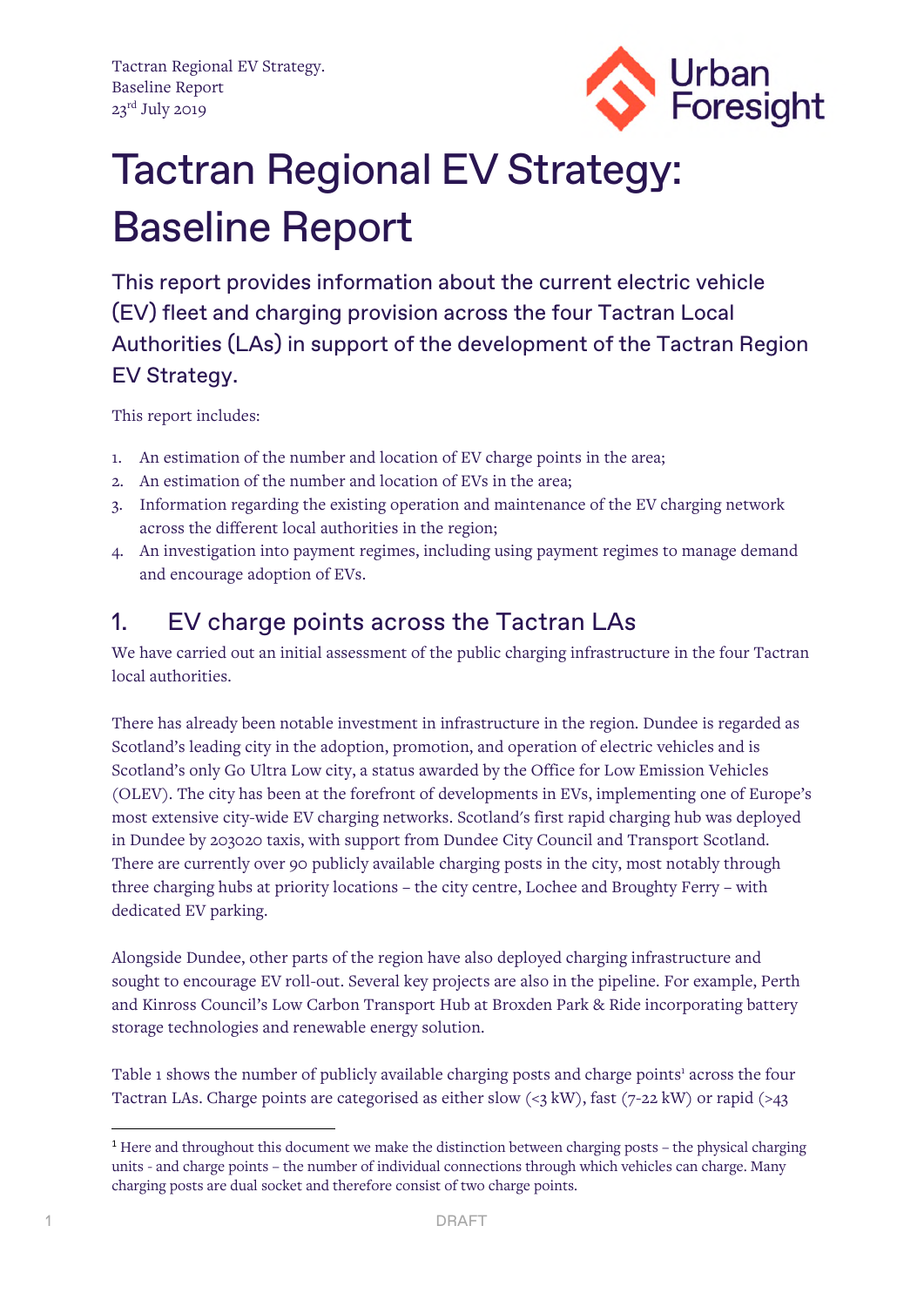Tactran Regional EV Strategy.
Baseline Report
23rd July 2019

# Tactran Regional EV Strategy: Baseline Report

## This report provides information about the current electric vehicle (EV) fleet and charging provision across the four Tactran Local Authorities (LAs) in support of the development of the Tactran Region EV Strategy.

This report includes:

1. An estimation of the number and location of EV charge points in the area;
2. An estimation of the number and location of EVs in the area;
3. Information regarding the existing operation and maintenance of the EV charging network across the different local authorities in the region;
4. An investigation into payment regimes, including using payment regimes to manage demand and encourage adoption of EVs.

## 1. EV charge points across the Tactran LAs

We have carried out an initial assessment of the public charging infrastructure in the four Tactran local authorities.

There has already been notable investment in infrastructure in the region. Dundee is regarded as Scotland's leading city in the adoption, promotion, and operation of electric vehicles and is Scotland's only Go Ultra Low city, a status awarded by the Office for Low Emission Vehicles (OLEV). The city has been at the forefront of developments in EVs, implementing one of Europe's most extensive city-wide EV charging networks. Scotland's first rapid charging hub was deployed in Dundee by 203020 taxis, with support from Dundee City Council and Transport Scotland. There are currently over 90 publicly available charging posts in the city, most notably through three charging hubs at priority locations – the city centre, Lochee and Broughty Ferry – with dedicated EV parking.

Alongside Dundee, other parts of the region have also deployed charging infrastructure and sought to encourage EV roll-out. Several key projects are also in the pipeline. For example, Perth and Kinross Council's Low Carbon Transport Hub at Broxden Park & Ride incorporating battery storage technologies and renewable energy solution.

Table 1 shows the number of publicly available charging posts and charge points[1] across the four Tactran LAs. Charge points are categorised as either slow (<3 kW), fast (7-22 kW) or rapid (>43

[1] Here and throughout this document we make the distinction between charging posts – the physical charging units - and charge points – the number of individual connections through which vehicles can charge. Many charging posts are dual socket and therefore consist of two charge points.

DRAFT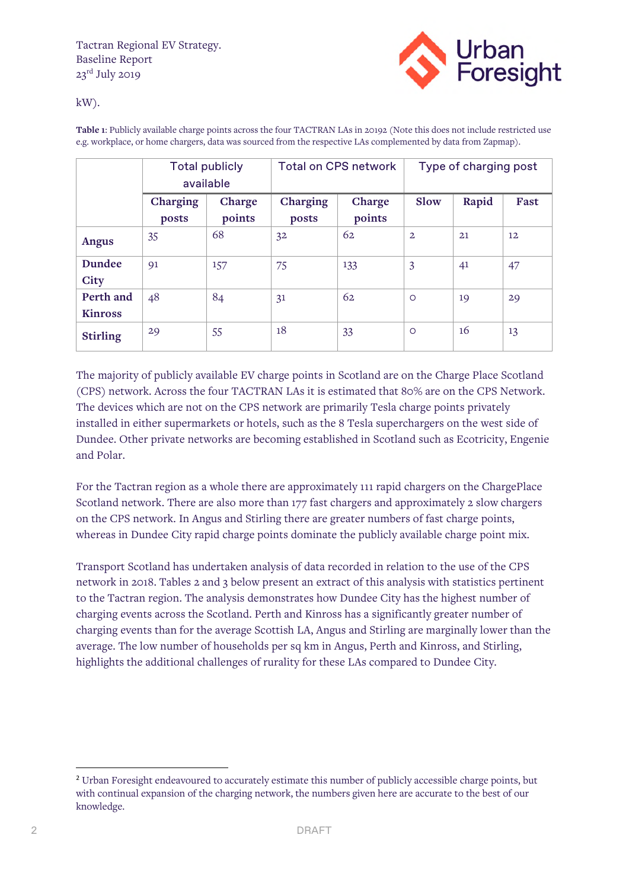kW).

**Table 1**: Publicly available charge points across the four TACTRAN LAs in 2019[2] (Note this does not include restricted use e.g. workplace, or home chargers, data was sourced from the respective LAs complemented by data from Zapmap).

| | Total publicly available | | Total on CPS network | | Type of charging post | | |
|---|---|---|---|---|---|---|---|
| | **Charging posts** | **Charge points** | **Charging posts** | **Charge points** | **Slow** | **Rapid** | **Fast** |
| **Angus** | 35 | 68 | 32 | 62 | 2 | 21 | 12 |
| **Dundee City** | 91 | 157 | 75 | 133 | 3 | 41 | 47 |
| **Perth and Kinross** | 48 | 84 | 31 | 62 | 0 | 19 | 29 |
| **Stirling** | 29 | 55 | 18 | 33 | 0 | 16 | 13 |

The majority of publicly available EV charge points in Scotland are on the Charge Place Scotland (CPS) network. Across the four TACTRAN LAs it is estimated that 80% are on the CPS Network. The devices which are not on the CPS network are primarily Tesla charge points privately installed in either supermarkets or hotels, such as the 8 Tesla superchargers on the west side of Dundee. Other private networks are becoming established in Scotland such as Ecotricity, Engenie and Polar.

For the Tactran region as a whole there are approximately 111 rapid chargers on the ChargePlace Scotland network. There are also more than 177 fast chargers and approximately 2 slow chargers on the CPS network. In Angus and Stirling there are greater numbers of fast charge points, whereas in Dundee City rapid charge points dominate the publicly available charge point mix.

Transport Scotland has undertaken analysis of data recorded in relation to the use of the CPS network in 2018. Tables 2 and 3 below present an extract of this analysis with statistics pertinent to the Tactran region. The analysis demonstrates how Dundee City has the highest number of charging events across the Scotland. Perth and Kinross has a significantly greater number of charging events than for the average Scottish LA, Angus and Stirling are marginally lower than the average. The low number of households per sq km in Angus, Perth and Kinross, and Stirling, highlights the additional challenges of rurality for these LAs compared to Dundee City.

[2] Urban Foresight endeavoured to accurately estimate this number of publicly accessible charge points, but with continual expansion of the charging network, the numbers given here are accurate to the best of our knowledge.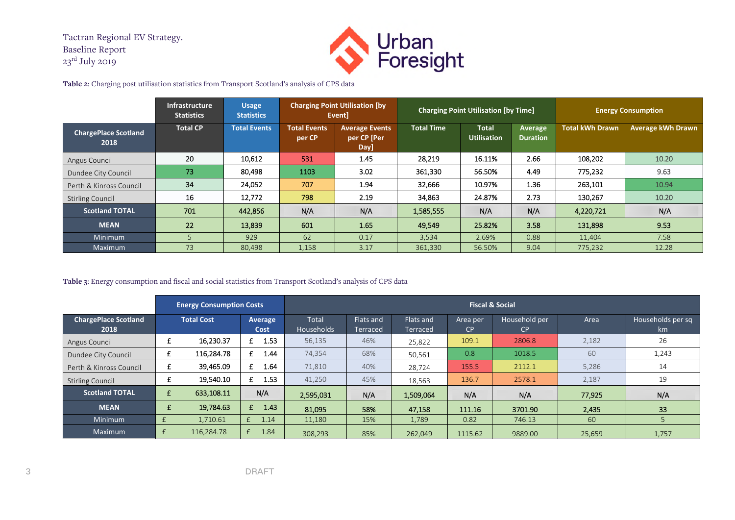**Table 2**: Charging post utilisation statistics from Transport Scotland's analysis of CPS data

| | Infrastructure Statistics | Usage Statistics | Charging Point Utilisation [by Event] | | Charging Point Utilisation [by Time] | | | Energy Consumption | |
|---|---|---|---|---|---|---|---|---|---|
| ChargePlace Scotland 2018 | Total CP | Total Events | Total Events per CP | Average Events per CP [Per Day] | Total Time | Total Utilisation | Average Duration | Total kWh Drawn | Average kWh Drawn |
| Angus Council | 20 | 10,612 | 531 | 1.45 | 28,219 | 16.11% | 2.66 | 108,202 | 10.20 |
| Dundee City Council | 73 | 80,498 | 1103 | 3.02 | 361,330 | 56.50% | 4.49 | 775,232 | 9.63 |
| Perth & Kinross Council | 34 | 24,052 | 707 | 1.94 | 32,666 | 10.97% | 1.36 | 263,101 | 10.94 |
| Stirling Council | 16 | 12,772 | 798 | 2.19 | 34,863 | 24.87% | 2.73 | 130,267 | 10.20 |
| **Scotland TOTAL** | 701 | 442,856 | N/A | N/A | 1,585,555 | N/A | N/A | 4,220,721 | N/A |
| **MEAN** | 22 | 13,839 | 601 | 1.65 | 49,549 | 25.82% | 3.58 | 131,898 | 9.53 |
| Minimum | 5 | 929 | 62 | 0.17 | 3,534 | 2.69% | 0.88 | 11,404 | 7.58 |
| Maximum | 73 | 80,498 | 1,158 | 3.17 | 361,330 | 56.50% | 9.04 | 775,232 | 12.28 |

**Table 3**: Energy consumption and fiscal and social statistics from Transport Scotland's analysis of CPS data

| | Energy Consumption Costs | | Fiscal & Social | | | | | | |
|---|---|---|---|---|---|---|---|---|---|
| ChargePlace Scotland 2018 | Total Cost | Average Cost | Total Households | Flats and Terraced | Flats and Terraced | Area per CP | Household per CP | Area | Households per sq km |
| Angus Council | £ 16,230.37 | £ 1.53 | 56,135 | 46% | 25,822 | 109.1 | 2806.8 | 2,182 | 26 |
| Dundee City Council | £ 116,284.78 | £ 1.44 | 74,354 | 68% | 50,561 | 0.8 | 1018.5 | 60 | 1,243 |
| Perth & Kinross Council | £ 39,465.09 | £ 1.64 | 71,810 | 40% | 28,724 | 155.5 | 2112.1 | 5,286 | 14 |
| Stirling Council | £ 19,540.10 | £ 1.53 | 41,250 | 45% | 18,563 | 136.7 | 2578.1 | 2,187 | 19 |
| **Scotland TOTAL** | £ 633,108.11 | N/A | 2,595,031 | N/A | 1,509,064 | N/A | N/A | 77,925 | N/A |
| **MEAN** | £ 19,784.63 | £ 1.43 | 81,095 | 58% | 47,158 | 111.16 | 3701.90 | 2,435 | 33 |
| Minimum | £ 1,710.61 | £ 1.14 | 11,180 | 15% | 1,789 | 0.82 | 746.13 | 60 | 5 |
| Maximum | £ 116,284.78 | £ 1.84 | 308,293 | 85% | 262,049 | 1115.62 | 9889.00 | 25,659 | 1,757 |

DRAFT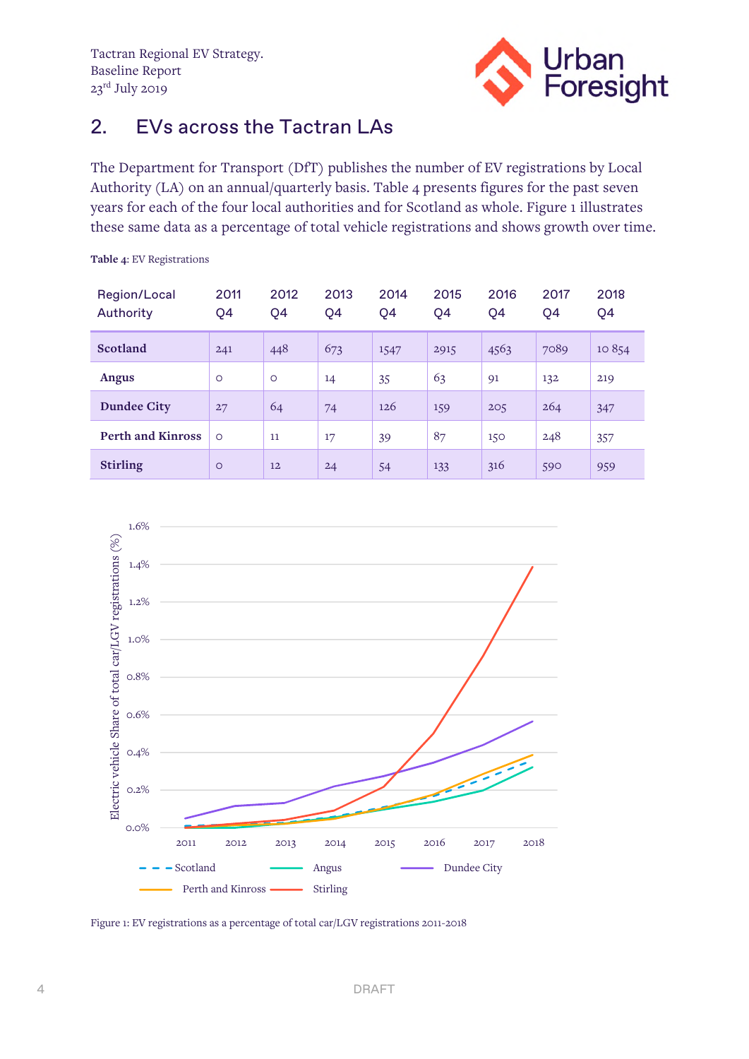## 2. EVs across the Tactran LAs

The Department for Transport (DfT) publishes the number of EV registrations by Local Authority (LA) on an annual/quarterly basis. Table 4 presents figures for the past seven years for each of the four local authorities and for Scotland as whole. Figure 1 illustrates these same data as a percentage of total vehicle registrations and shows growth over time.

**Table 4**: EV Registrations

| Region/Local Authority | 2011 Q4 | 2012 Q4 | 2013 Q4 | 2014 Q4 | 2015 Q4 | 2016 Q4 | 2017 Q4 | 2018 Q4 |
|---|---|---|---|---|---|---|---|---|
| **Scotland** | 241 | 448 | 673 | 1547 | 2915 | 4563 | 7089 | 10 854 |
| **Angus** | 0 | 0 | 14 | 35 | 63 | 91 | 132 | 219 |
| **Dundee City** | 27 | 64 | 74 | 126 | 159 | 205 | 264 | 347 |
| **Perth and Kinross** | 0 | 11 | 17 | 39 | 87 | 150 | 248 | 357 |
| **Stirling** | 0 | 12 | 24 | 54 | 133 | 316 | 590 | 959 |

Figure 1: EV registrations as a percentage of total car/LGV registrations 2011-2018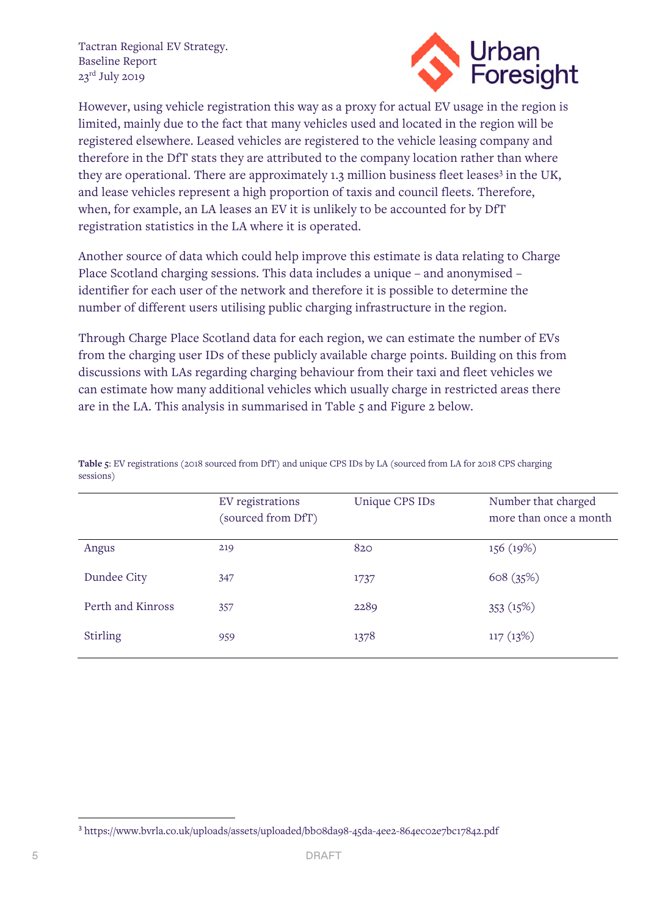However, using vehicle registration this way as a proxy for actual EV usage in the region is limited, mainly due to the fact that many vehicles used and located in the region will be registered elsewhere. Leased vehicles are registered to the vehicle leasing company and therefore in the DfT stats they are attributed to the company location rather than where they are operational. There are approximately 1.3 million business fleet leases[3] in the UK, and lease vehicles represent a high proportion of taxis and council fleets. Therefore, when, for example, an LA leases an EV it is unlikely to be accounted for by DfT registration statistics in the LA where it is operated.

Another source of data which could help improve this estimate is data relating to Charge Place Scotland charging sessions. This data includes a unique – and anonymised – identifier for each user of the network and therefore it is possible to determine the number of different users utilising public charging infrastructure in the region.

Through Charge Place Scotland data for each region, we can estimate the number of EVs from the charging user IDs of these publicly available charge points. Building on this from discussions with LAs regarding charging behaviour from their taxi and fleet vehicles we can estimate how many additional vehicles which usually charge in restricted areas there are in the LA. This analysis in summarised in Table 5 and Figure 2 below.

**Table 5**: EV registrations (2018 sourced from DfT) and unique CPS IDs by LA (sourced from LA for 2018 CPS charging sessions)

| | EV registrations (sourced from DfT) | Unique CPS IDs | Number that charged more than once a month |
|---|---|---|---|
| Angus | 219 | 820 | 156 (19%) |
| Dundee City | 347 | 1737 | 608 (35%) |
| Perth and Kinross | 357 | 2289 | 353 (15%) |
| Stirling | 959 | 1378 | 117 (13%) |

[3] https://www.bvrla.co.uk/uploads/assets/uploaded/bb08da98-45da-4ee2-864ec02e7bc17842.pdf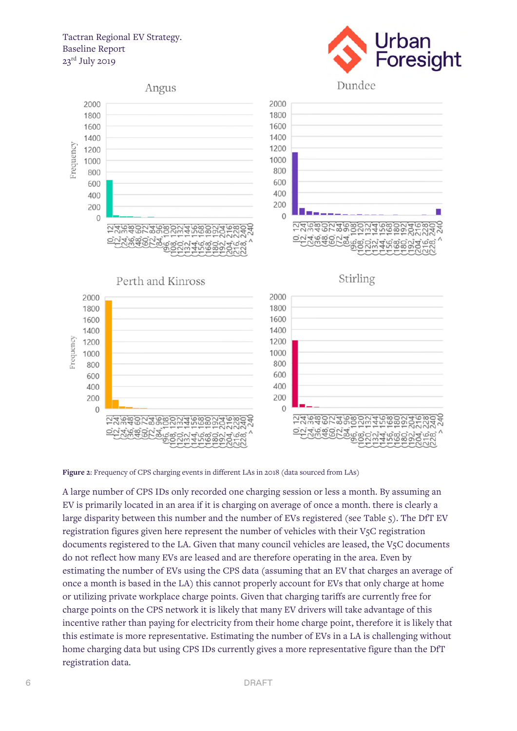Figure 2: Frequency of CPS charging events in different LAs in 2018 (data sourced from LAs)

A large number of CPS IDs only recorded one charging session or less a month. By assuming an EV is primarily located in an area if it is charging on average of once a month. there is clearly a large disparity between this number and the number of EVs registered (see Table 5). The DfT EV registration figures given here represent the number of vehicles with their V5C registration documents registered to the LA. Given that many council vehicles are leased, the V5C documents do not reflect how many EVs are leased and are therefore operating in the area. Even by estimating the number of EVs using the CPS data (assuming that an EV that charges an average of once a month is based in the LA) this cannot properly account for EVs that only charge at home or utilizing private workplace charge points. Given that charging tariffs are currently free for charge points on the CPS network it is likely that many EV drivers will take advantage of this incentive rather than paying for electricity from their home charge point, therefore it is likely that this estimate is more representative. Estimating the number of EVs in a LA is challenging without home charging data but using CPS IDs currently gives a more representative figure than the DfT registration data.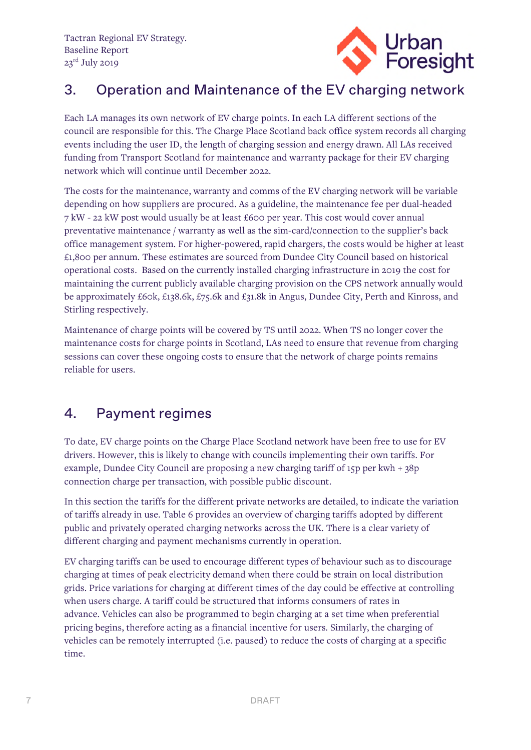## 3. Operation and Maintenance of the EV charging network

Each LA manages its own network of EV charge points. In each LA different sections of the council are responsible for this. The Charge Place Scotland back office system records all charging events including the user ID, the length of charging session and energy drawn. All LAs received funding from Transport Scotland for maintenance and warranty package for their EV charging network which will continue until December 2022.

The costs for the maintenance, warranty and comms of the EV charging network will be variable depending on how suppliers are procured. As a guideline, the maintenance fee per dual-headed 7 kW - 22 kW post would usually be at least £600 per year. This cost would cover annual preventative maintenance / warranty as well as the sim-card/connection to the supplier's back office management system. For higher-powered, rapid chargers, the costs would be higher at least £1,800 per annum. These estimates are sourced from Dundee City Council based on historical operational costs. Based on the currently installed charging infrastructure in 2019 the cost for maintaining the current publicly available charging provision on the CPS network annually would be approximately £60k, £138.6k, £75.6k and £31.8k in Angus, Dundee City, Perth and Kinross, and Stirling respectively.

Maintenance of charge points will be covered by TS until 2022. When TS no longer cover the maintenance costs for charge points in Scotland, LAs need to ensure that revenue from charging sessions can cover these ongoing costs to ensure that the network of charge points remains reliable for users.

## 4. Payment regimes

To date, EV charge points on the Charge Place Scotland network have been free to use for EV drivers. However, this is likely to change with councils implementing their own tariffs. For example, Dundee City Council are proposing a new charging tariff of 15p per kwh + 38p connection charge per transaction, with possible public discount.

In this section the tariffs for the different private networks are detailed, to indicate the variation of tariffs already in use. Table 6 provides an overview of charging tariffs adopted by different public and privately operated charging networks across the UK. There is a clear variety of different charging and payment mechanisms currently in operation.

EV charging tariffs can be used to encourage different types of behaviour such as to discourage charging at times of peak electricity demand when there could be strain on local distribution grids. Price variations for charging at different times of the day could be effective at controlling when users charge. A tariff could be structured that informs consumers of rates in advance. Vehicles can also be programmed to begin charging at a set time when preferential pricing begins, therefore acting as a financial incentive for users. Similarly, the charging of vehicles can be remotely interrupted (i.e. paused) to reduce the costs of charging at a specific time.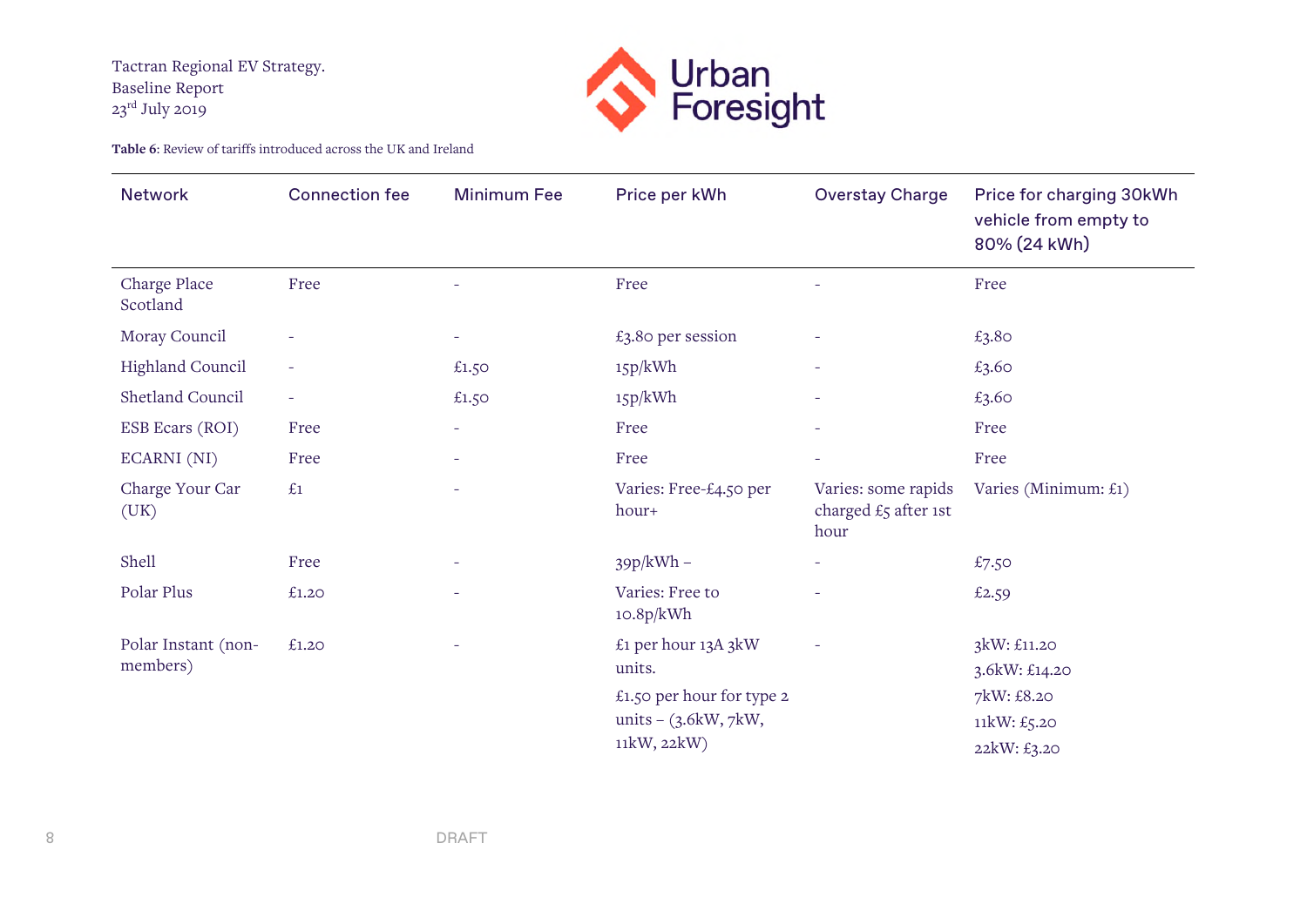**Table 6**: Review of tariffs introduced across the UK and Ireland

| Network | Connection fee | Minimum Fee | Price per kWh | Overstay Charge | Price for charging 30kWh vehicle from empty to 80% (24 kWh) |
|---|---|---|---|---|---|
| Charge Place Scotland | Free | - | Free | - | Free |
| Moray Council | - | - | £3.80 per session | - | £3.80 |
| Highland Council | - | £1.50 | 15p/kWh | - | £3.60 |
| Shetland Council | - | £1.50 | 15p/kWh | - | £3.60 |
| ESB Ecars (ROI) | Free | - | Free | - | Free |
| ECARNI (NI) | Free | - | Free | - | Free |
| Charge Your Car (UK) | £1 | - | Varies: Free-£4.50 per hour+ | Varies: some rapids charged £5 after 1st hour | Varies (Minimum: £1) |
| Shell | Free | - | 39p/kWh – | - | £7.50 |
| Polar Plus | £1.20 | - | Varies: Free to 10.8p/kWh | - | £2.59 |
| Polar Instant (non-members) | £1.20 | - | £1 per hour 13A 3kW units.<br>£1.50 per hour for type 2 units – (3.6kW, 7kW, 11kW, 22kW) | - | 3kW: £11.20<br>3.6kW: £14.20<br>7kW: £8.20<br>11kW: £5.20<br>22kW: £3.20 |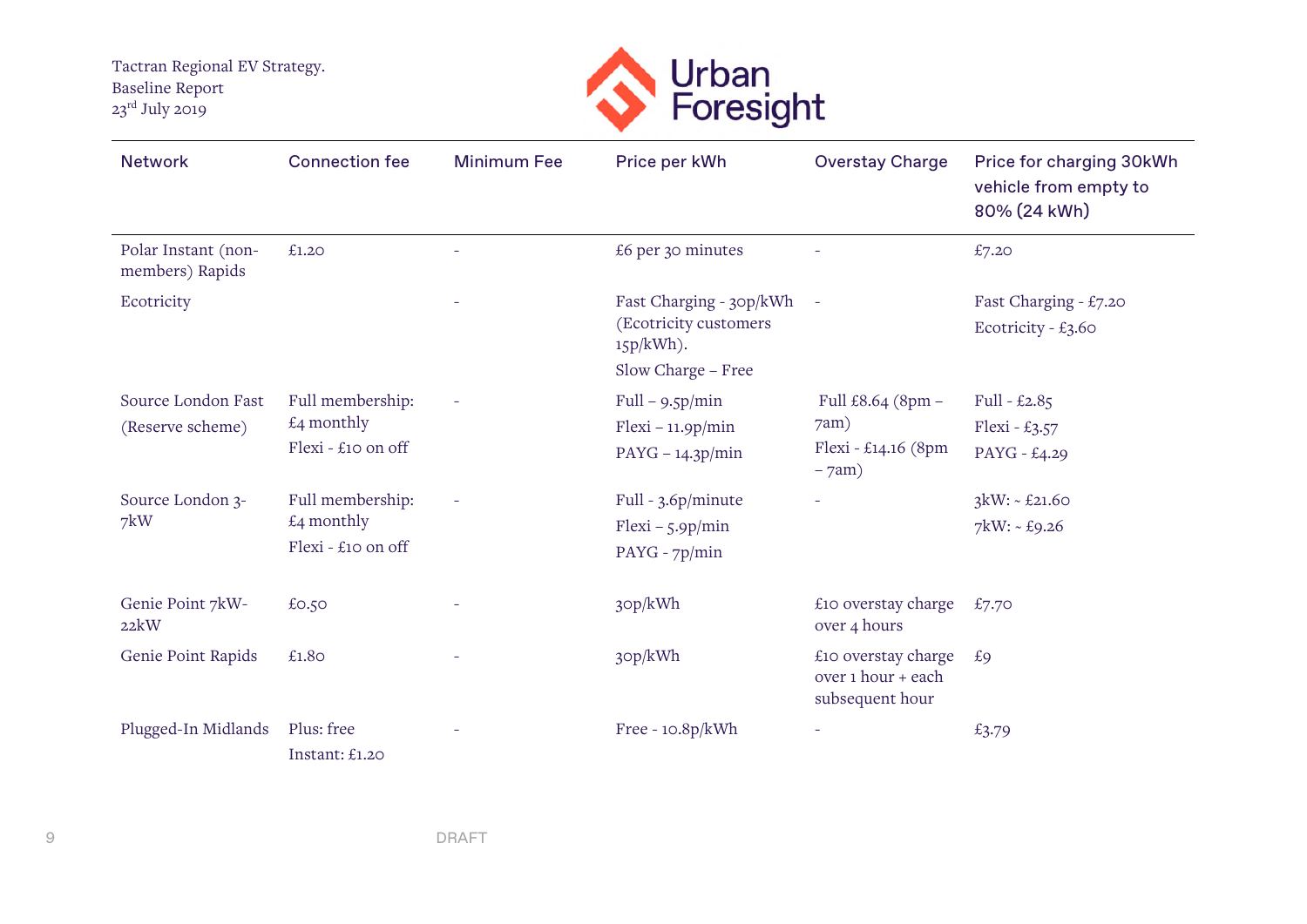| Network | Connection fee | Minimum Fee | Price per kWh | Overstay Charge | Price for charging 30kWh vehicle from empty to 80% (24 kWh) |
|---|---|---|---|---|---|
| Polar Instant (non-members) Rapids | £1.20 | - | £6 per 30 minutes | - | £7.20 |
| Ecotricity | | - | Fast Charging - 30p/kWh (Ecotricity customers 15p/kWh).<br>Slow Charge – Free | - | Fast Charging - £7.20<br>Ecotricity - £3.60 |
| Source London Fast (Reserve scheme) | Full membership: £4 monthly<br>Flexi - £10 on off | - | Full – 9.5p/min<br>Flexi – 11.9p/min<br>PAYG – 14.3p/min | Full £8.64 (8pm – 7am)<br>Flexi - £14.16 (8pm – 7am) | Full - £2.85<br>Flexi - £3.57<br>PAYG - £4.29 |
| Source London 3-7kW | Full membership: £4 monthly<br>Flexi - £10 on off | - | Full - 3.6p/minute<br>Flexi – 5.9p/min<br>PAYG - 7p/min | - | 3kW: ~ £21.60<br>7kW: ~ £9.26 |
| Genie Point 7kW-22kW | £0.50 | - | 30p/kWh | £10 overstay charge over 4 hours | £7.70 |
| Genie Point Rapids | £1.80 | - | 30p/kWh | £10 overstay charge over 1 hour + each subsequent hour | £9 |
| Plugged-In Midlands | Plus: free<br>Instant: £1.20 | - | Free - 10.8p/kWh | - | £3.79 |

DRAFT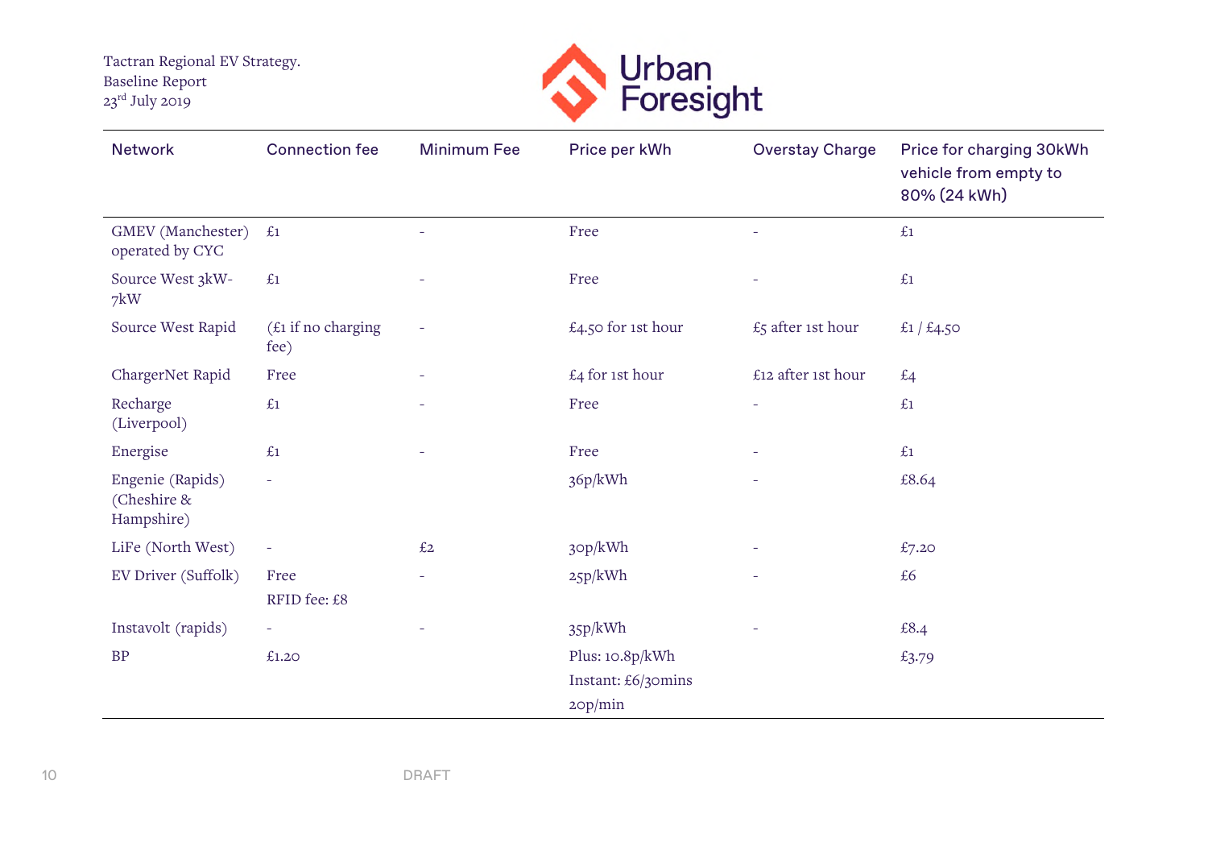| Network | Connection fee | Minimum Fee | Price per kWh | Overstay Charge | Price for charging 30kWh vehicle from empty to 80% (24 kWh) |
|---|---|---|---|---|---|
| GMEV (Manchester) operated by CYC | £1 | - | Free | - | £1 |
| Source West 3kW-7kW | £1 | - | Free | - | £1 |
| Source West Rapid | (£1 if no charging fee) | - | £4.50 for 1st hour | £5 after 1st hour | £1 / £4.50 |
| ChargerNet Rapid | Free | - | £4 for 1st hour | £12 after 1st hour | £4 |
| Recharge (Liverpool) | £1 | - | Free | - | £1 |
| Energise | £1 | - | Free | - | £1 |
| Engenie (Rapids) (Cheshire & Hampshire) | - | | 36p/kWh | - | £8.64 |
| LiFe (North West) | - | £2 | 30p/kWh | - | £7.20 |
| EV Driver (Suffolk) | Free<br>RFID fee: £8 | - | 25p/kWh | - | £6 |
| Instavolt (rapids) | - | - | 35p/kWh | - | £8.4 |
| BP | £1.20 | | Plus: 10.8p/kWh<br>Instant: £6/30mins<br>20p/min | | £3.79 |

DRAFT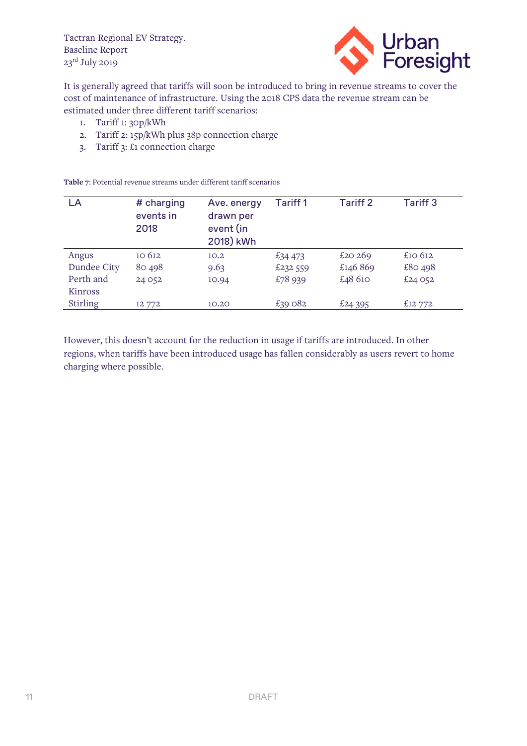It is generally agreed that tariffs will soon be introduced to bring in revenue streams to cover the cost of maintenance of infrastructure. Using the 2018 CPS data the revenue stream can be estimated under three different tariff scenarios:

1. Tariff 1: 30p/kWh
2. Tariff 2: 15p/kWh plus 38p connection charge
3. Tariff 3: £1 connection charge

**Table 7**: Potential revenue streams under different tariff scenarios

| LA | # charging events in 2018 | Ave. energy drawn per event (in 2018) kWh | Tariff 1 | Tariff 2 | Tariff 3 |
|---|---|---|---|---|---|
| Angus | 10 612 | 10.2 | £34 473 | £20 269 | £10 612 |
| Dundee City | 80 498 | 9.63 | £232 559 | £146 869 | £80 498 |
| Perth and Kinross | 24 052 | 10.94 | £78 939 | £48 610 | £24 052 |
| Stirling | 12 772 | 10.20 | £39 082 | £24 395 | £12 772 |

However, this doesn't account for the reduction in usage if tariffs are introduced. In other regions, when tariffs have been introduced usage has fallen considerably as users revert to home charging where possible.